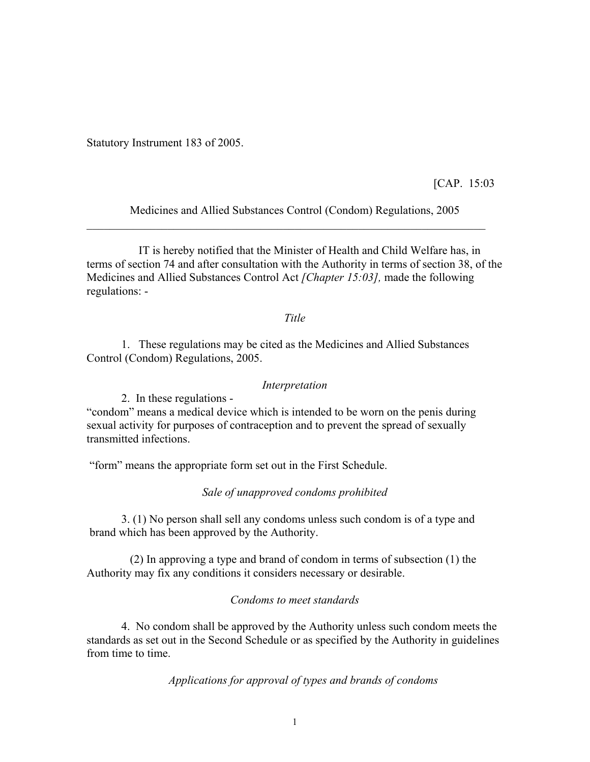Statutory Instrument 183 of 2005.

[CAP. 15:03

# Medicines and Allied Substances Control (Condom) Regulations, 2005

---

IT is hereby notified that the Minister of Health and Child Welfare has, in terms of section 74 and after consultation with the Authority in terms of section 38, of the Medicines and Allied Substances Control Act *[Chapter 15:03],* made the following regulations: -

*Title*

1. These regulations may be cited as the Medicines and Allied Substances Control (Condom) Regulations, 2005.

*Interpretation*

2. In these regulations -

"condom" means a medical device which is intended to be worn on the penis during sexual activity for purposes of contraception and to prevent the spread of sexually transmitted infections.

"form" means the appropriate form set out in the First Schedule.

*Sale of unapproved condoms prohibited*

3. (1) No person shall sell any condoms unless such condom is of a type and brand which has been approved by the Authority.

(2) In approving a type and brand of condom in terms of subsection (1) the Authority may fix any conditions it considers necessary or desirable.

*Condoms to meet standards*

4. No condom shall be approved by the Authority unless such condom meets the standards as set out in the Second Schedule or as specified by the Authority in guidelines from time to time.

*Applications for approval of types and brands of condoms*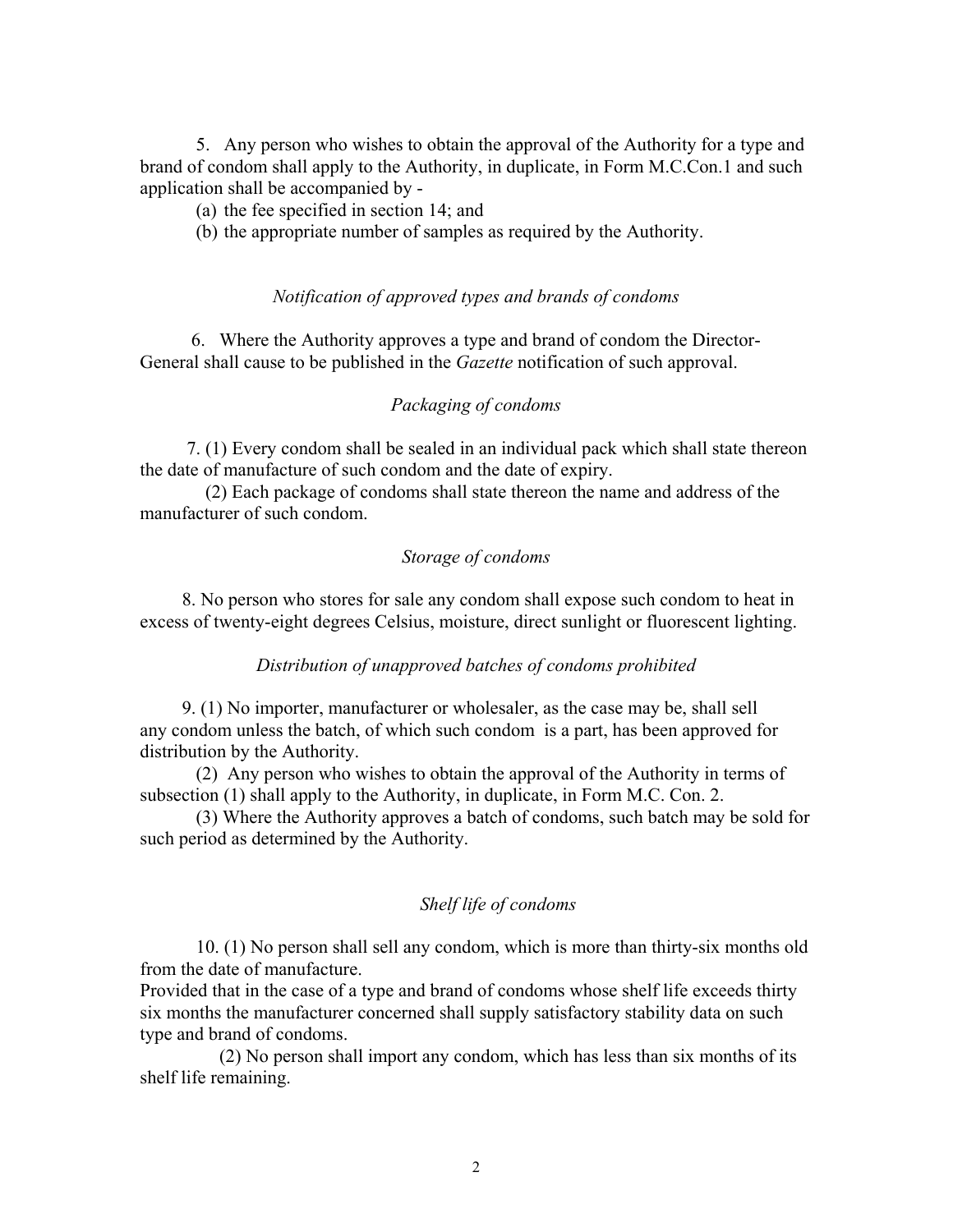5. Any person who wishes to obtain the approval of the Authority for a type and brand of condom shall apply to the Authority, in duplicate, in Form M.C.Con.1 and such application shall be accompanied by -

(a) the fee specified in section 14; and

(b) the appropriate number of samples as required by the Authority.

*Notification of approved types and brands of condoms*

6. Where the Authority approves a type and brand of condom the Director-General shall cause to be published in the *Gazette* notification of such approval.

*Packaging of condoms*

7. (1) Every condom shall be sealed in an individual pack which shall state thereon the date of manufacture of such condom and the date of expiry.

(2) Each package of condoms shall state thereon the name and address of the manufacturer of such condom.

*Storage of condoms*

8. No person who stores for sale any condom shall expose such condom to heat in excess of twenty-eight degrees Celsius, moisture, direct sunlight or fluorescent lighting.

*Distribution of unapproved batches of condoms prohibited*

9. (1) No importer, manufacturer or wholesaler, as the case may be, shall sell any condom unless the batch, of which such condom is a part, has been approved for distribution by the Authority.

(2) Any person who wishes to obtain the approval of the Authority in terms of subsection (1) shall apply to the Authority, in duplicate, in Form M.C. Con. 2.

(3) Where the Authority approves a batch of condoms, such batch may be sold for such period as determined by the Authority.

*Shelf life of condoms*

10. (1) No person shall sell any condom, which is more than thirty-six months old from the date of manufacture.

Provided that in the case of a type and brand of condoms whose shelf life exceeds thirty six months the manufacturer concerned shall supply satisfactory stability data on such type and brand of condoms.

(2) No person shall import any condom, which has less than six months of its shelf life remaining.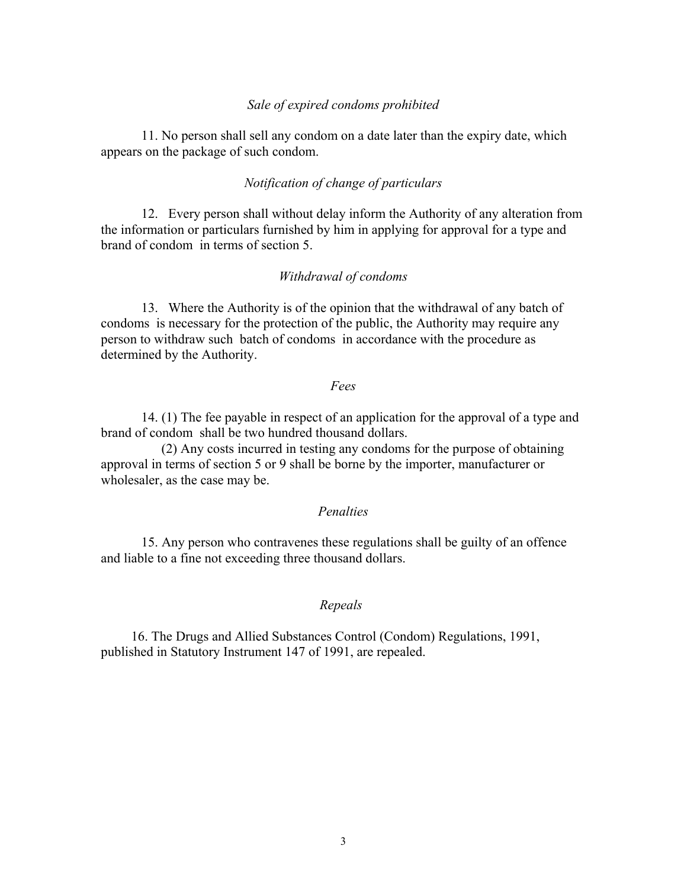*Sale of expired condoms prohibited*

11. No person shall sell any condom on a date later than the expiry date, which appears on the package of such condom.

*Notification of change of particulars*

12. Every person shall without delay inform the Authority of any alteration from the information or particulars furnished by him in applying for approval for a type and brand of condom in terms of section 5.

*Withdrawal of condoms*

13. Where the Authority is of the opinion that the withdrawal of any batch of condoms is necessary for the protection of the public, the Authority may require any person to withdraw such batch of condoms in accordance with the procedure as determined by the Authority.

*Fees*

14. (1) The fee payable in respect of an application for the approval of a type and brand of condom shall be two hundred thousand dollars.

(2) Any costs incurred in testing any condoms for the purpose of obtaining approval in terms of section 5 or 9 shall be borne by the importer, manufacturer or wholesaler, as the case may be.

*Penalties*

15. Any person who contravenes these regulations shall be guilty of an offence and liable to a fine not exceeding three thousand dollars.

*Repeals*

16. The Drugs and Allied Substances Control (Condom) Regulations, 1991, published in Statutory Instrument 147 of 1991, are repealed.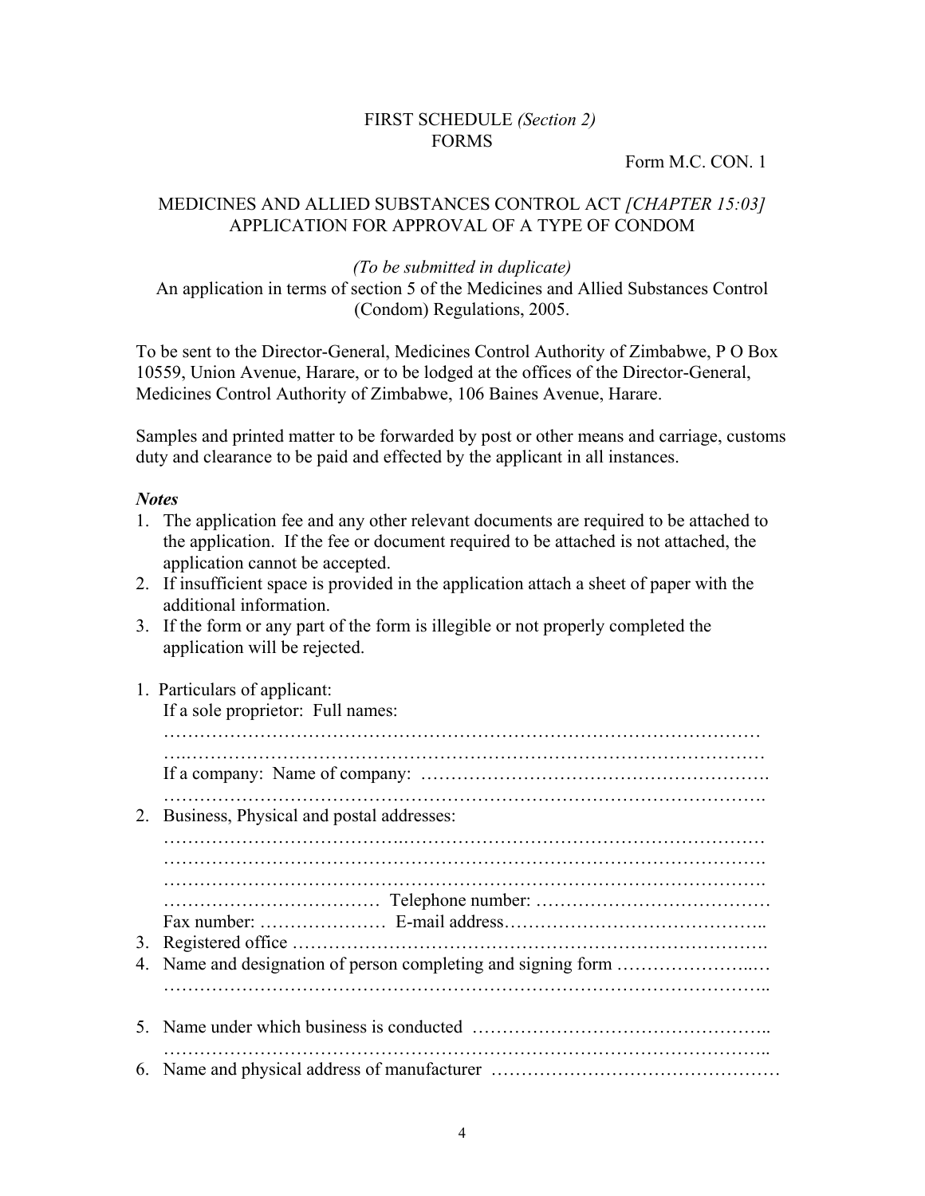FIRST SCHEDULE *(Section 2)*
FORMS

Form M.C. CON. 1

MEDICINES AND ALLIED SUBSTANCES CONTROL ACT *[CHAPTER 15:03]*
APPLICATION FOR APPROVAL OF A TYPE OF CONDOM

*(To be submitted in duplicate)*
An application in terms of section 5 of the Medicines and Allied Substances Control (Condom) Regulations, 2005.

To be sent to the Director-General, Medicines Control Authority of Zimbabwe, P O Box 10559, Union Avenue, Harare, or to be lodged at the offices of the Director-General, Medicines Control Authority of Zimbabwe, 106 Baines Avenue, Harare.

Samples and printed matter to be forwarded by post or other means and carriage, customs duty and clearance to be paid and effected by the applicant in all instances.

***Notes***

1. The application fee and any other relevant documents are required to be attached to the application. If the fee or document required to be attached is not attached, the application cannot be accepted.
2. If insufficient space is provided in the application attach a sheet of paper with the additional information.
3. If the form or any part of the form is illegible or not properly completed the application will be rejected.

1. Particulars of applicant:
   If a sole proprietor: Full names:
   ………………………………………………………………………………………
   ………………………………………………………………………………………
   If a company: Name of company: ……………………………………………….
   ……………………………………………………………………………………….
2. Business, Physical and postal addresses:
   ………………………………………………………………………………………
   ……………………………………………………………………………………….
   ……………………………………………………………………………………….
   ……………………………… Telephone number: …………………………………
   Fax number: ………………… E-mail address……………………………………..
3. Registered office ………………………………………………………………….
4. Name and designation of person completing and signing form ……………………..…
   ……………………………………………………………………………………..
5. Name under which business is conducted ………………………………………..
   ……………………………………………………………………………………..
6. Name and physical address of manufacturer ………………………………………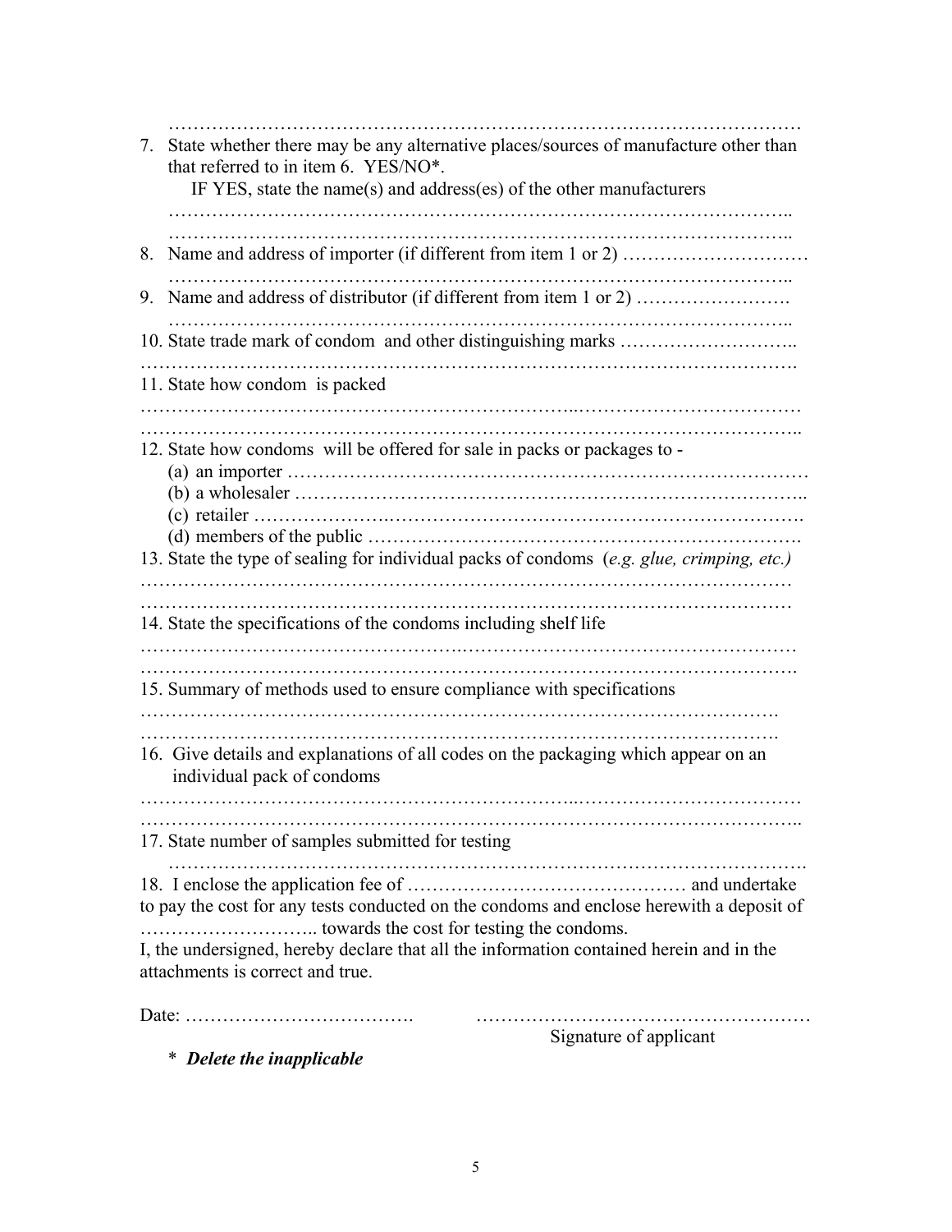…………………………………………………………………………………………

7. State whether there may be any alternative places/sources of manufacture other than that referred to in item 6. YES/NO*.
   IF YES, state the name(s) and address(es) of the other manufacturers
   ………………………………………………………………………………………..
   ………………………………………………………………………………………..
8. Name and address of importer (if different from item 1 or 2) …………………………
   ………………………………………………………………………………………..
9. Name and address of distributor (if different from item 1 or 2) …………………….
   ………………………………………………………………………………………..
10. State trade mark of condom and other distinguishing marks ………………………..
    ………………………………………………………………………………………….
11. State how condom is packed
    …………………………………………………………..……………………………
    ………………………………………………………………………………………….
12. State how condoms will be offered for sale in packs or packages to -
    (a) an importer ………………………………………………………………………
    (b) a wholesaler ……………………………………………………………………..
    (c) retailer ……………………………………………………………………………
    (d) members of the public ……………………………………………………………
13. State the type of sealing for individual packs of condoms (*e.g. glue, crimping, etc.)*
    ………………………………………………………………………………………
    ………………………………………………………………………………………
14. State the specifications of the condoms including shelf life
    …………………………………………..………………………………………………
    ………………………………………………………………………………………….
15. Summary of methods used to ensure compliance with specifications
    ……………………………………………………………………………………….
    ……………………………………………………………………………………….
16. Give details and explanations of all codes on the packaging which appear on an individual pack of condoms
    …………………………………………………………..……………………………
    ………………………………………………………………………………………….
17. State number of samples submitted for testing
    ………………………………………………………………………………………….
18. I enclose the application fee of …………………………………… and undertake to pay the cost for any tests conducted on the condoms and enclose herewith a deposit of ……………………….. towards the cost for testing the condoms.

I, the undersigned, hereby declare that all the information contained herein and in the attachments is correct and true.

Date: ……………………………….                ………………………………………………
                                                                        Signature of applicant

\* ***Delete the inapplicable***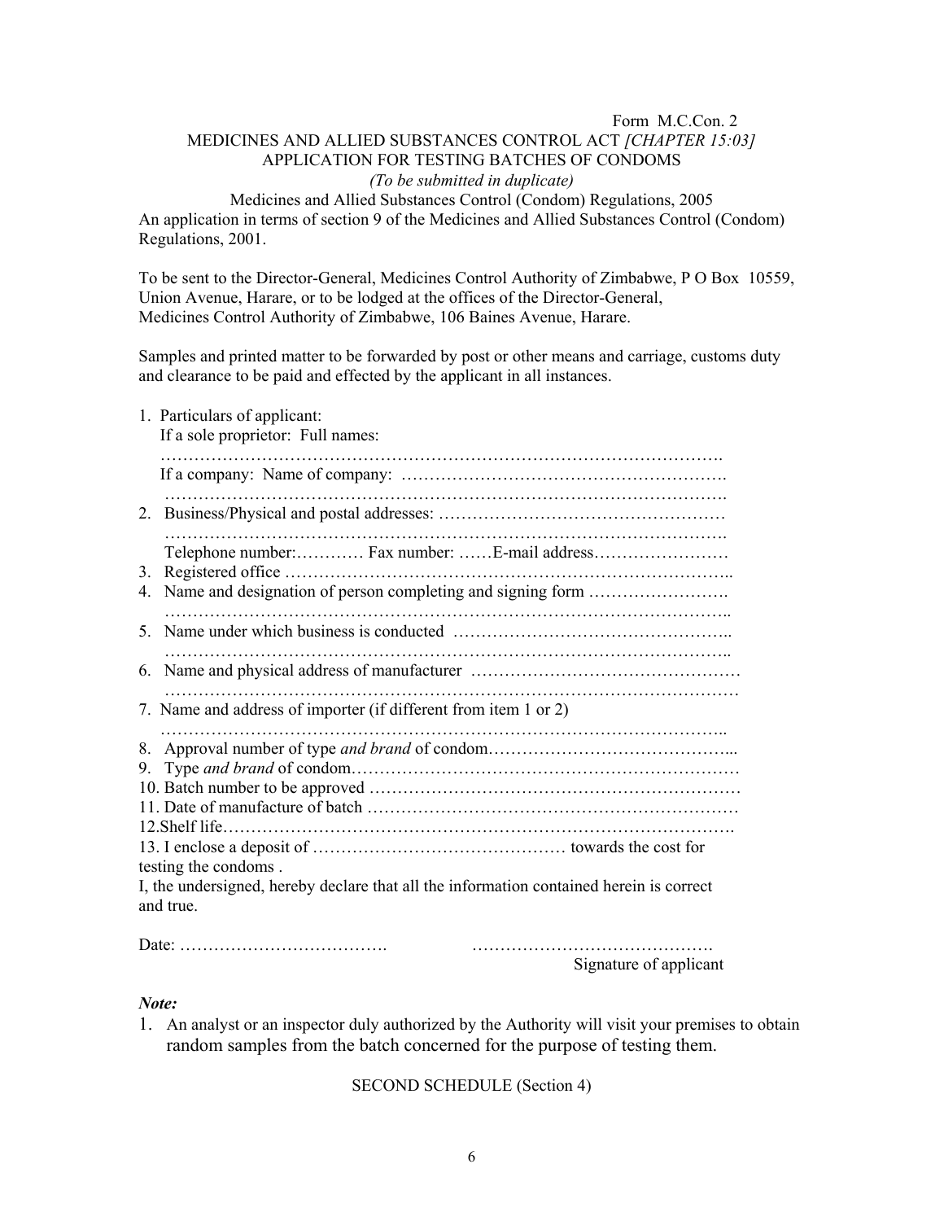Form M.C.Con. 2

MEDICINES AND ALLIED SUBSTANCES CONTROL ACT *[CHAPTER 15:03]*

APPLICATION FOR TESTING BATCHES OF CONDOMS

*(To be submitted in duplicate)*

Medicines and Allied Substances Control (Condom) Regulations, 2005

An application in terms of section 9 of the Medicines and Allied Substances Control (Condom) Regulations, 2001.

To be sent to the Director-General, Medicines Control Authority of Zimbabwe, P O Box 10559, Union Avenue, Harare, or to be lodged at the offices of the Director-General, Medicines Control Authority of Zimbabwe, 106 Baines Avenue, Harare.

Samples and printed matter to be forwarded by post or other means and carriage, customs duty and clearance to be paid and effected by the applicant in all instances.

1. Particulars of applicant:
   If a sole proprietor: Full names:
   ……………………………………………………………………………………….
   If a company: Name of company: ……………………………………………….
   ……………………………………………………………………………………….
2. Business/Physical and postal addresses: …………………………………………
   ……………………………………………………………………………………….
   Telephone number:………… Fax number: ……E-mail address……………………
3. Registered office ………………………………………………………………..
4. Name and designation of person completing and signing form …………………….
   ……………………………………………………………………………………..
5. Name under which business is conducted ………………………………………..
   ……………………………………………………………………………………..
6. Name and physical address of manufacturer ………………………………………
   ……………………………………………………………………………………
7. Name and address of importer (if different from item 1 or 2)
   ……………………………………………………………………………………..
8. Approval number of type *and brand* of condom…………………………………...
9. Type *and brand* of condom…………………………………………………………
10. Batch number to be approved ……………………………………………………
11. Date of manufacture of batch ……………………………………………………
12. Shelf life…………………………………………………………………………….
13. I enclose a deposit of ……………………………………… towards the cost for testing the condoms .

I, the undersigned, hereby declare that all the information contained herein is correct and true.

Date: ……………………………….          …………………………………….

Signature of applicant

***Note:***

1. An analyst or an inspector duly authorized by the Authority will visit your premises to obtain random samples from the batch concerned for the purpose of testing them.

SECOND SCHEDULE (Section 4)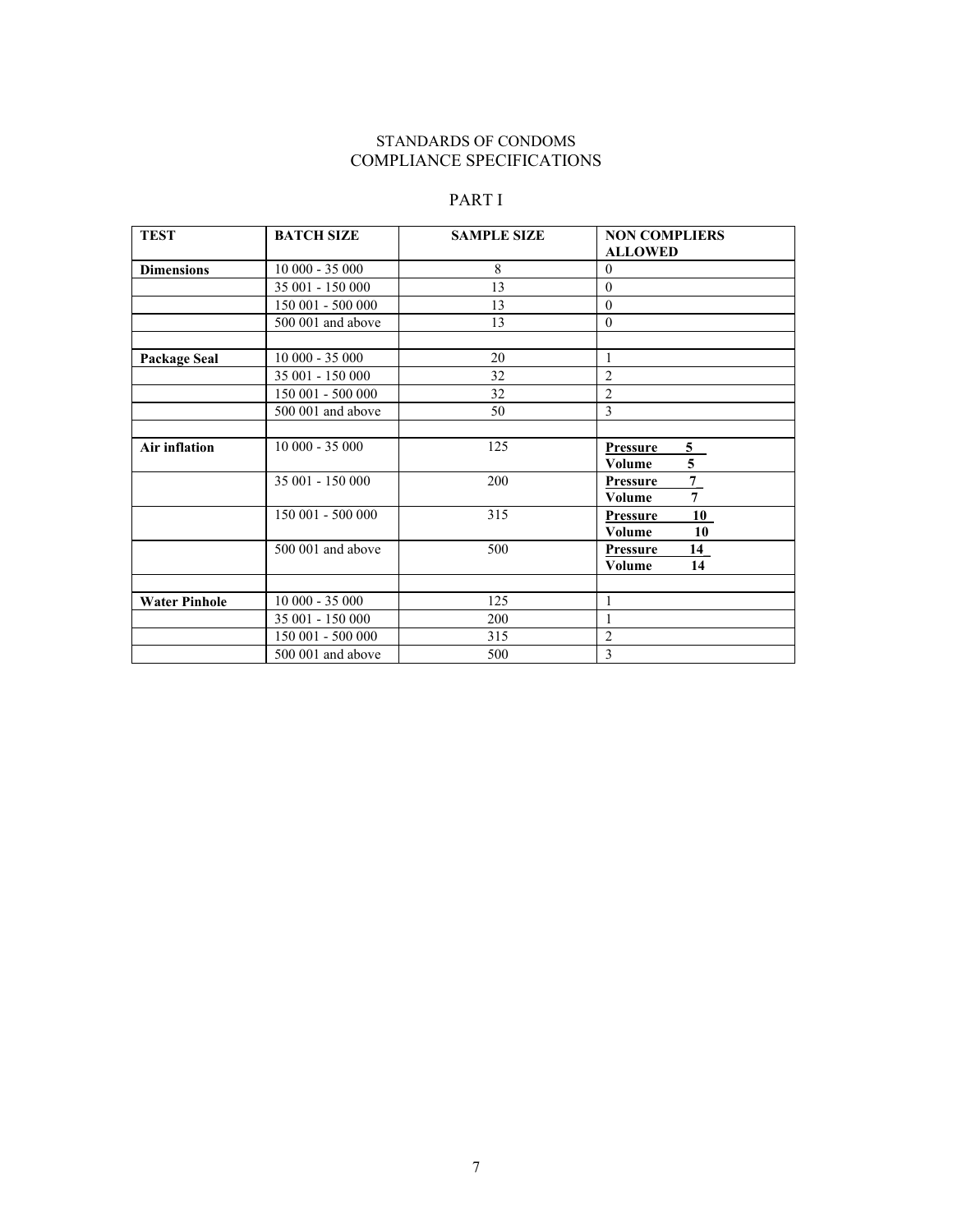STANDARDS OF CONDOMS
COMPLIANCE SPECIFICATIONS

PART I

| TEST | BATCH SIZE | SAMPLE SIZE | NON COMPLIERS ALLOWED |
|---|---|---|---|
| **Dimensions** | 10 000 - 35 000 | 8 | 0 |
| | 35 001 - 150 000 | 13 | 0 |
| | 150 001 - 500 000 | 13 | 0 |
| | 500 001 and above | 13 | 0 |
| | | | |
| **Package Seal** | 10 000 - 35 000 | 20 | 1 |
| | 35 001 - 150 000 | 32 | 2 |
| | 150 001 - 500 000 | 32 | 2 |
| | 500 001 and above | 50 | 3 |
| | | | |
| **Air inflation** | 10 000 - 35 000 | 125 | **Pressure 5** **Volume 5** |
| | 35 001 - 150 000 | 200 | **Pressure 7** **Volume 7** |
| | 150 001 - 500 000 | 315 | **Pressure 10** **Volume 10** |
| | 500 001 and above | 500 | **Pressure 14** **Volume 14** |
| | | | |
| **Water Pinhole** | 10 000 - 35 000 | 125 | 1 |
| | 35 001 - 150 000 | 200 | 1 |
| | 150 001 - 500 000 | 315 | 2 |
| | 500 001 and above | 500 | 3 |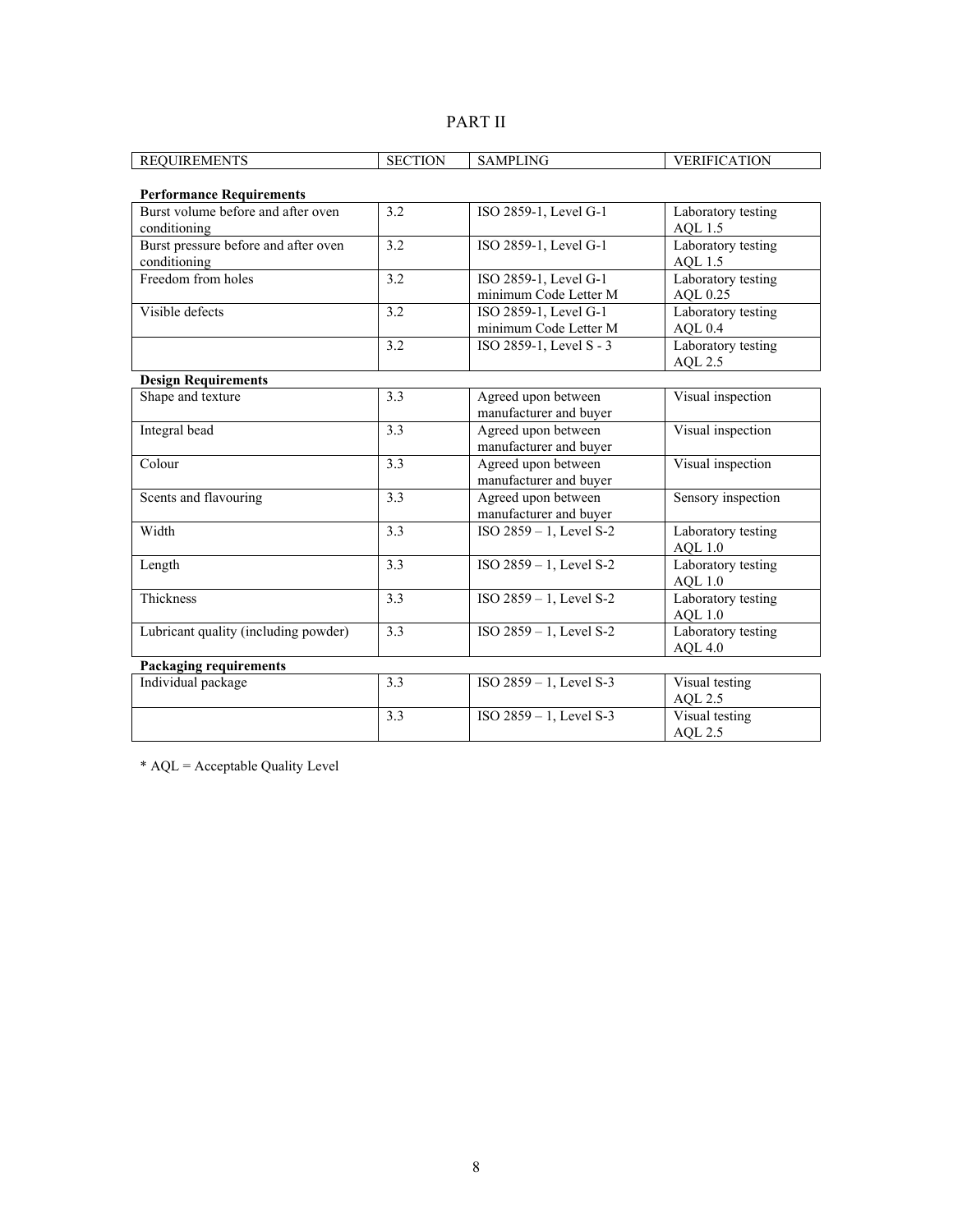# PART II

| REQUIREMENTS | SECTION | SAMPLING | VERIFICATION |
|---|---|---|---|
| **Performance Requirements** | | | |
| Burst volume before and after oven conditioning | 3.2 | ISO 2859-1, Level G-1 | Laboratory testing AQL 1.5 |
| Burst pressure before and after oven conditioning | 3.2 | ISO 2859-1, Level G-1 | Laboratory testing AQL 1.5 |
| Freedom from holes | 3.2 | ISO 2859-1, Level G-1 minimum Code Letter M | Laboratory testing AQL 0.25 |
| Visible defects | 3.2 | ISO 2859-1, Level G-1 minimum Code Letter M | Laboratory testing AQL 0.4 |
| | 3.2 | ISO 2859-1, Level S - 3 | Laboratory testing AQL 2.5 |
| **Design Requirements** | | | |
| Shape and texture | 3.3 | Agreed upon between manufacturer and buyer | Visual inspection |
| Integral bead | 3.3 | Agreed upon between manufacturer and buyer | Visual inspection |
| Colour | 3.3 | Agreed upon between manufacturer and buyer | Visual inspection |
| Scents and flavouring | 3.3 | Agreed upon between manufacturer and buyer | Sensory inspection |
| Width | 3.3 | ISO 2859 – 1, Level S-2 | Laboratory testing AQL 1.0 |
| Length | 3.3 | ISO 2859 – 1, Level S-2 | Laboratory testing AQL 1.0 |
| Thickness | 3.3 | ISO 2859 – 1, Level S-2 | Laboratory testing AQL 1.0 |
| Lubricant quality (including powder) | 3.3 | ISO 2859 – 1, Level S-2 | Laboratory testing AQL 4.0 |
| **Packaging requirements** | | | |
| Individual package | 3.3 | ISO 2859 – 1, Level S-3 | Visual testing AQL 2.5 |
| | 3.3 | ISO 2859 – 1, Level S-3 | Visual testing AQL 2.5 |

\* AQL = Acceptable Quality Level